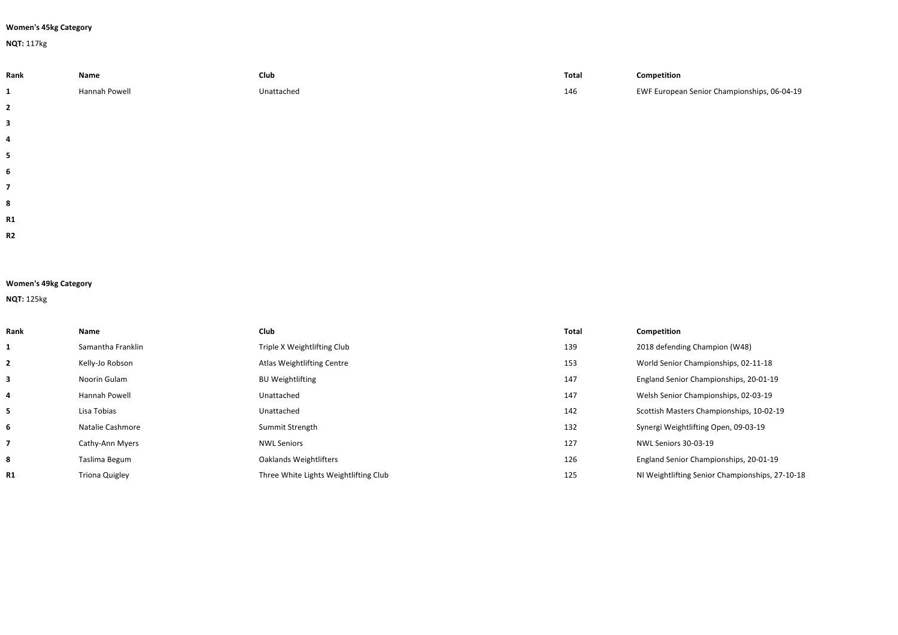**Women's 45kg Category**

**NQT:** 117kg

| Rank | Name | Club | Total | Competition |
|---|---|---|---|---|
| 1 | Hannah Powell | Unattached | 146 | EWF European Senior Championships, 06-04-19 |
| 2 | | | | |
| 3 | | | | |
| 4 | | | | |
| 5 | | | | |
| 6 | | | | |
| 7 | | | | |
| 8 | | | | |
| R1 | | | | |
| R2 | | | | |

**Women's 49kg Category**

**NQT:** 125kg

| Rank | Name | Club | Total | Competition |
|---|---|---|---|---|
| 1 | Samantha Franklin | Triple X Weightlifting Club | 139 | 2018 defending Champion (W48) |
| 2 | Kelly-Jo Robson | Atlas Weightlifting Centre | 153 | World Senior Championships, 02-11-18 |
| 3 | Noorin Gulam | BU Weightlifting | 147 | England Senior Championships, 20-01-19 |
| 4 | Hannah Powell | Unattached | 147 | Welsh Senior Championships, 02-03-19 |
| 5 | Lisa Tobias | Unattached | 142 | Scottish Masters Championships, 10-02-19 |
| 6 | Natalie Cashmore | Summit Strength | 132 | Synergi Weightlifting Open, 09-03-19 |
| 7 | Cathy-Ann Myers | NWL Seniors | 127 | NWL Seniors 30-03-19 |
| 8 | Taslima Begum | Oaklands Weightlifters | 126 | England Senior Championships, 20-01-19 |
| R1 | Triona Quigley | Three White Lights Weightlifting Club | 125 | NI Weightlifting Senior Championships, 27-10-18 |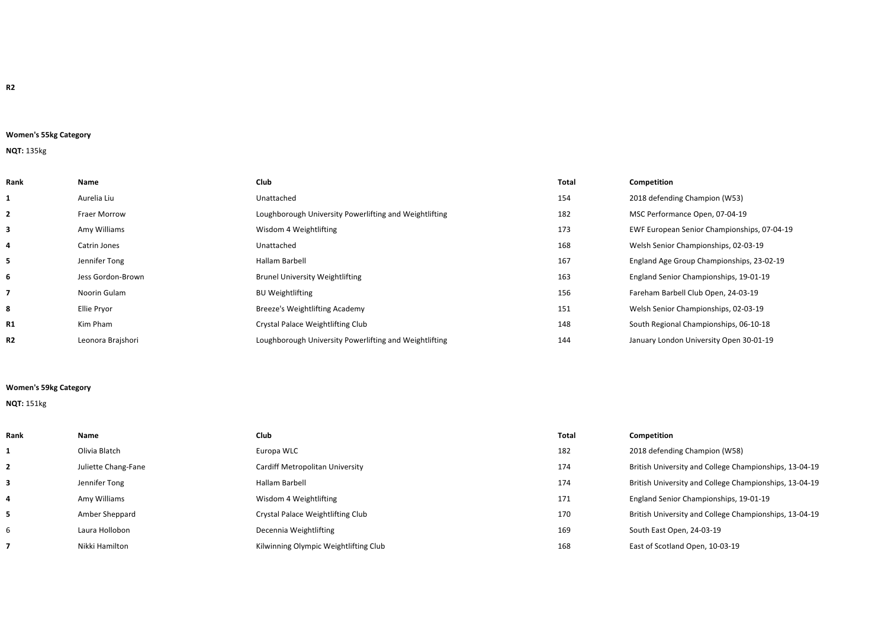R2

**Women's 55kg Category**

**NQT:** 135kg

| Rank | Name | Club | Total | Competition |
|---|---|---|---|---|
| 1 | Aurelia Liu | Unattached | 154 | 2018 defending Champion (W53) |
| 2 | Fraer Morrow | Loughborough University Powerlifting and Weightlifting | 182 | MSC Performance Open, 07-04-19 |
| 3 | Amy Williams | Wisdom 4 Weightlifting | 173 | EWF European Senior Championships, 07-04-19 |
| 4 | Catrin Jones | Unattached | 168 | Welsh Senior Championships, 02-03-19 |
| 5 | Jennifer Tong | Hallam Barbell | 167 | England Age Group Championships, 23-02-19 |
| 6 | Jess Gordon-Brown | Brunel University Weightlifting | 163 | England Senior Championships, 19-01-19 |
| 7 | Noorin Gulam | BU Weightlifting | 156 | Fareham Barbell Club Open, 24-03-19 |
| 8 | Ellie Pryor | Breeze's Weightlifting Academy | 151 | Welsh Senior Championships, 02-03-19 |
| R1 | Kim Pham | Crystal Palace Weightlifting Club | 148 | South Regional Championships, 06-10-18 |
| R2 | Leonora Brajshori | Loughborough University Powerlifting and Weightlifting | 144 | January London University Open 30-01-19 |

**Women's 59kg Category**

**NQT:** 151kg

| Rank | Name | Club | Total | Competition |
|---|---|---|---|---|
| 1 | Olivia Blatch | Europa WLC | 182 | 2018 defending Champion (W58) |
| 2 | Juliette Chang-Fane | Cardiff Metropolitan University | 174 | British University and College Championships, 13-04-19 |
| 3 | Jennifer Tong | Hallam Barbell | 174 | British University and College Championships, 13-04-19 |
| 4 | Amy Williams | Wisdom 4 Weightlifting | 171 | England Senior Championships, 19-01-19 |
| 5 | Amber Sheppard | Crystal Palace Weightlifting Club | 170 | British University and College Championships, 13-04-19 |
| 6 | Laura Hollobon | Decennia Weightlifting | 169 | South East Open, 24-03-19 |
| 7 | Nikki Hamilton | Kilwinning Olympic Weightlifting Club | 168 | East of Scotland Open, 10-03-19 |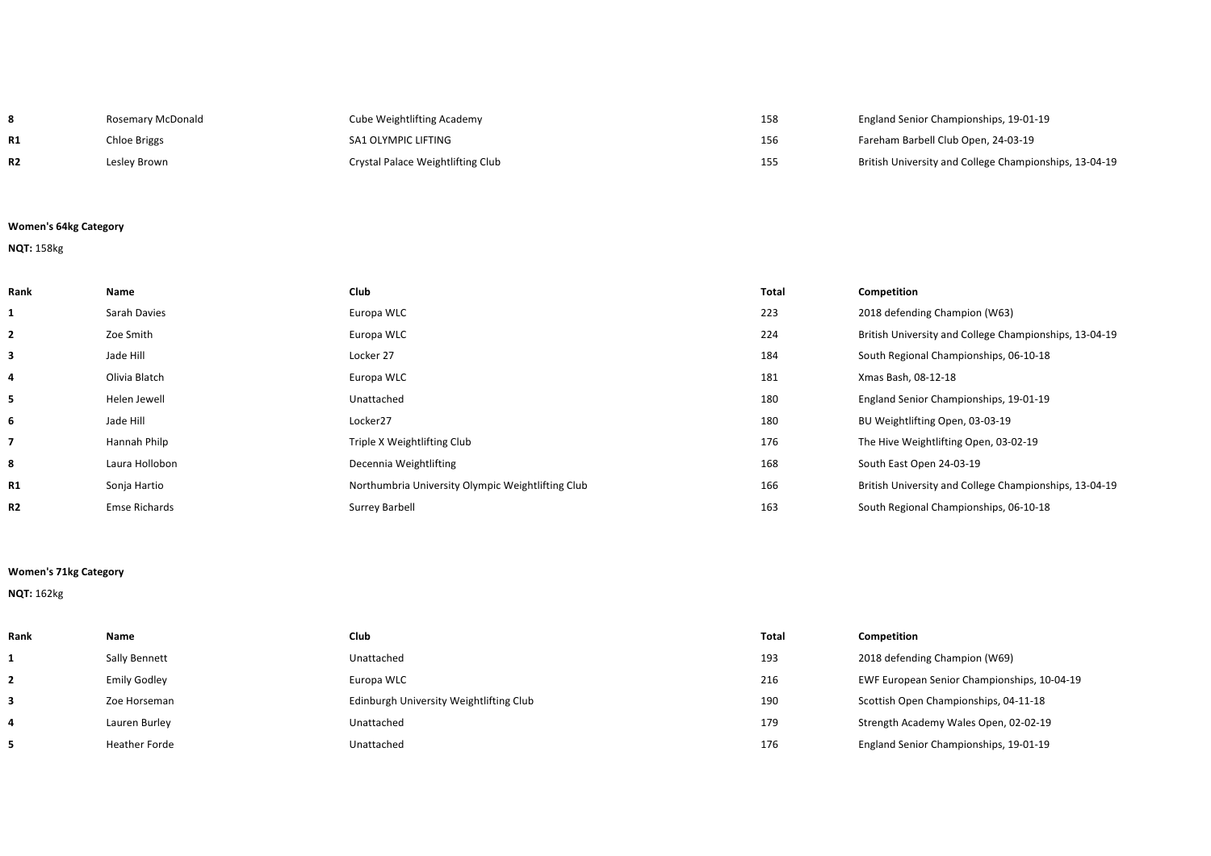| Rank | Name | Club | Total | Competition |
|---|---|---|---|---|
| **8** | Rosemary McDonald | Cube Weightlifting Academy | 158 | England Senior Championships, 19-01-19 |
| **R1** | Chloe Briggs | SA1 OLYMPIC LIFTING | 156 | Fareham Barbell Club Open, 24-03-19 |
| **R2** | Lesley Brown | Crystal Palace Weightlifting Club | 155 | British University and College Championships, 13-04-19 |

**Women's 64kg Category**

**NQT:** 158kg

| Rank | Name | Club | Total | Competition |
|---|---|---|---|---|
| **1** | Sarah Davies | Europa WLC | 223 | 2018 defending Champion (W63) |
| **2** | Zoe Smith | Europa WLC | 224 | British University and College Championships, 13-04-19 |
| **3** | Jade Hill | Locker 27 | 184 | South Regional Championships, 06-10-18 |
| **4** | Olivia Blatch | Europa WLC | 181 | Xmas Bash, 08-12-18 |
| **5** | Helen Jewell | Unattached | 180 | England Senior Championships, 19-01-19 |
| **6** | Jade Hill | Locker27 | 180 | BU Weightlifting Open, 03-03-19 |
| **7** | Hannah Philp | Triple X Weightlifting Club | 176 | The Hive Weightlifting Open, 03-02-19 |
| **8** | Laura Hollobon | Decennia Weightlifting | 168 | South East Open 24-03-19 |
| **R1** | Sonja Hartio | Northumbria University Olympic Weightlifting Club | 166 | British University and College Championships, 13-04-19 |
| **R2** | Emse Richards | Surrey Barbell | 163 | South Regional Championships, 06-10-18 |

**Women's 71kg Category**

**NQT:** 162kg

| Rank | Name | Club | Total | Competition |
|---|---|---|---|---|
| **1** | Sally Bennett | Unattached | 193 | 2018 defending Champion (W69) |
| **2** | Emily Godley | Europa WLC | 216 | EWF European Senior Championships, 10-04-19 |
| **3** | Zoe Horseman | Edinburgh University Weightlifting Club | 190 | Scottish Open Championships, 04-11-18 |
| **4** | Lauren Burley | Unattached | 179 | Strength Academy Wales Open, 02-02-19 |
| **5** | Heather Forde | Unattached | 176 | England Senior Championships, 19-01-19 |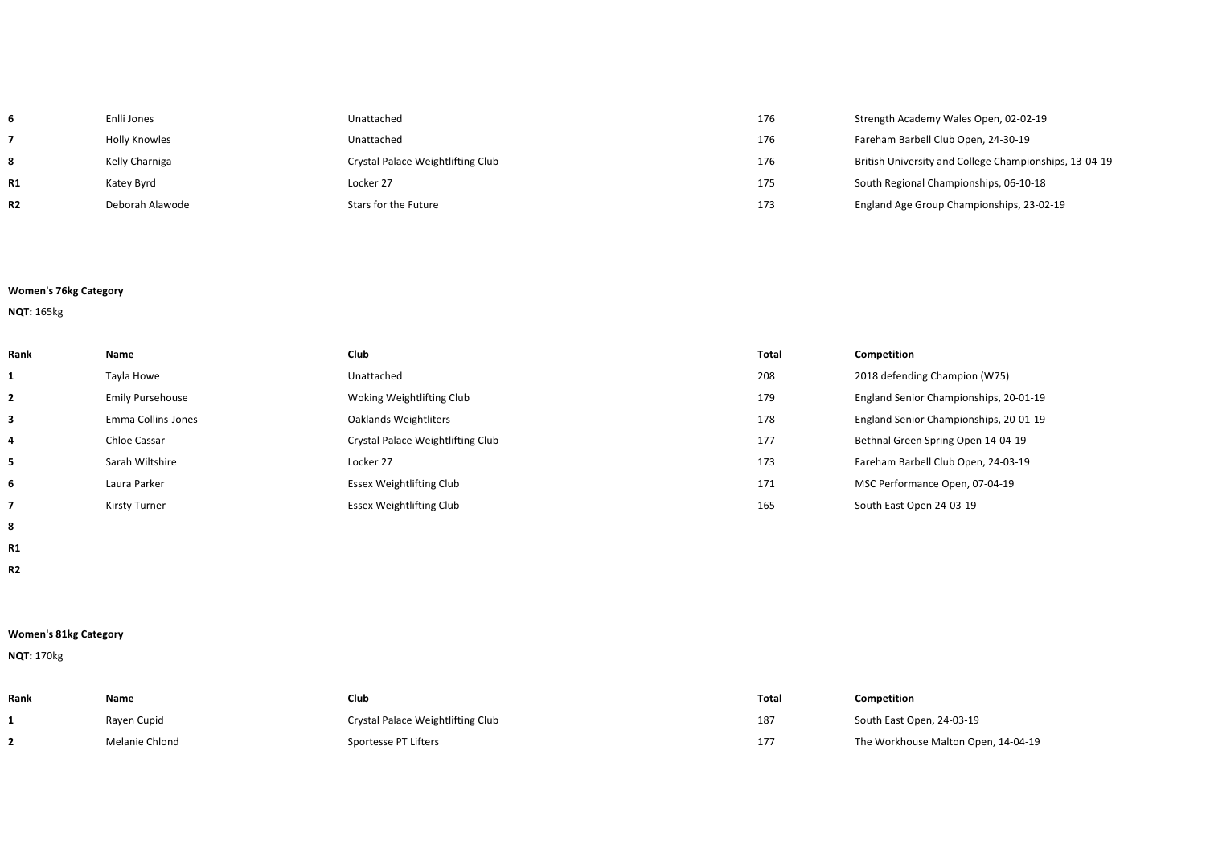| Rank | Name | Club | Total | Competition |
|---|---|---|---|---|
| **6** | Enlli Jones | Unattached | 176 | Strength Academy Wales Open, 02-02-19 |
| **7** | Holly Knowles | Unattached | 176 | Fareham Barbell Club Open, 24-30-19 |
| **8** | Kelly Charniga | Crystal Palace Weightlifting Club | 176 | British University and College Championships, 13-04-19 |
| **R1** | Katey Byrd | Locker 27 | 175 | South Regional Championships, 06-10-18 |
| **R2** | Deborah Alawode | Stars for the Future | 173 | England Age Group Championships, 23-02-19 |

**Women's 76kg Category**

**NQT:** 165kg

| Rank | Name | Club | Total | Competition |
|---|---|---|---|---|
| **1** | Tayla Howe | Unattached | 208 | 2018 defending Champion (W75) |
| **2** | Emily Pursehouse | Woking Weightlifting Club | 179 | England Senior Championships, 20-01-19 |
| **3** | Emma Collins-Jones | Oaklands Weightliters | 178 | England Senior Championships, 20-01-19 |
| **4** | Chloe Cassar | Crystal Palace Weightlifting Club | 177 | Bethnal Green Spring Open 14-04-19 |
| **5** | Sarah Wiltshire | Locker 27 | 173 | Fareham Barbell Club Open, 24-03-19 |
| **6** | Laura Parker | Essex Weightlifting Club | 171 | MSC Performance Open, 07-04-19 |
| **7** | Kirsty Turner | Essex Weightlifting Club | 165 | South East Open 24-03-19 |
| **8** | | | | |
| **R1** | | | | |
| **R2** | | | | |

**Women's 81kg Category**

**NQT:** 170kg

| Rank | Name | Club | Total | Competition |
|---|---|---|---|---|
| **1** | Rayen Cupid | Crystal Palace Weightlifting Club | 187 | South East Open, 24-03-19 |
| **2** | Melanie Chlond | Sportesse PT Lifters | 177 | The Workhouse Malton Open, 14-04-19 |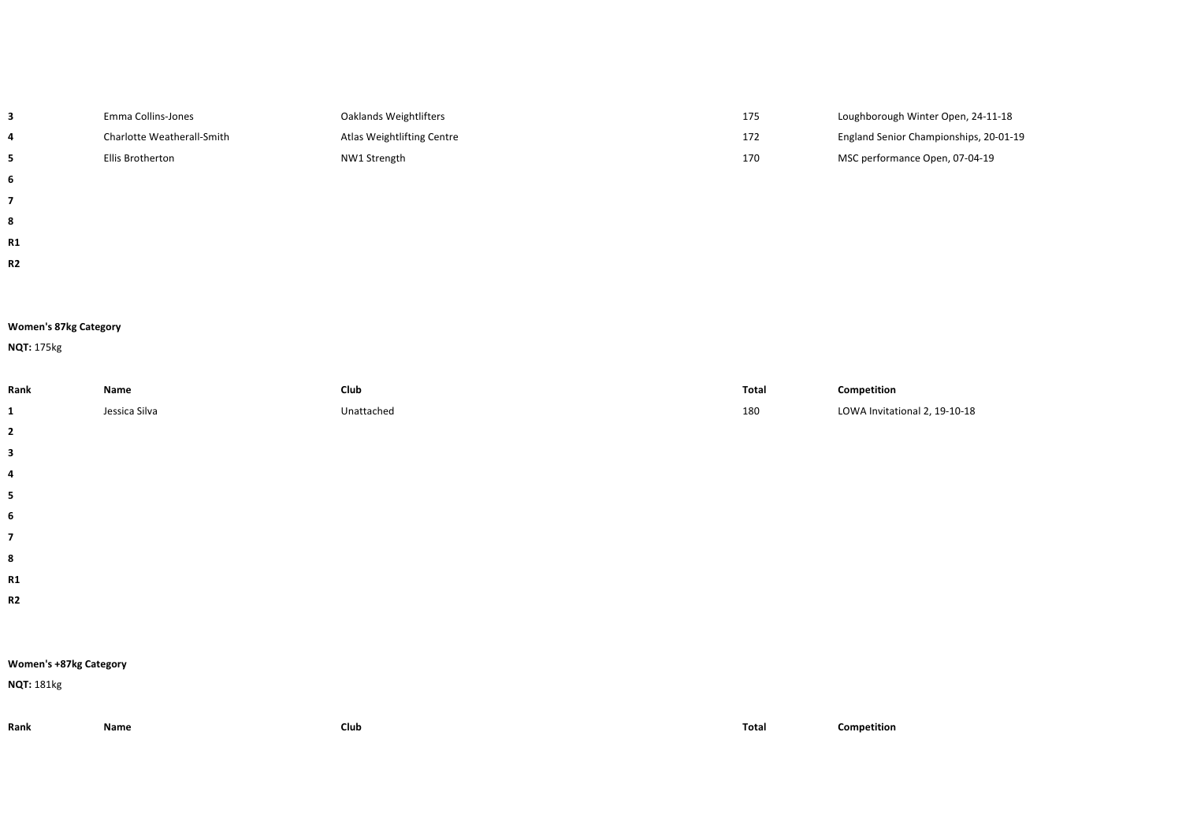| Rank | Name | Club | Total | Competition |
|---|---|---|---|---|
| **3** | Emma Collins-Jones | Oaklands Weightlifters | 175 | Loughborough Winter Open, 24-11-18 |
| **4** | Charlotte Weatherall-Smith | Atlas Weightlifting Centre | 172 | England Senior Championships, 20-01-19 |
| **5** | Ellis Brotherton | NW1 Strength | 170 | MSC performance Open, 07-04-19 |
| **6** | | | | |
| **7** | | | | |
| **8** | | | | |
| **R1** | | | | |
| **R2** | | | | |

**Women's 87kg Category**

**NQT:** 175kg

| Rank | Name | Club | Total | Competition |
|---|---|---|---|---|
| **1** | Jessica Silva | Unattached | 180 | LOWA Invitational 2, 19-10-18 |
| **2** | | | | |
| **3** | | | | |
| **4** | | | | |
| **5** | | | | |
| **6** | | | | |
| **7** | | | | |
| **8** | | | | |
| **R1** | | | | |
| **R2** | | | | |

**Women's +87kg Category**

**NQT:** 181kg

| Rank | Name | Club | Total | Competition |
|---|---|---|---|---|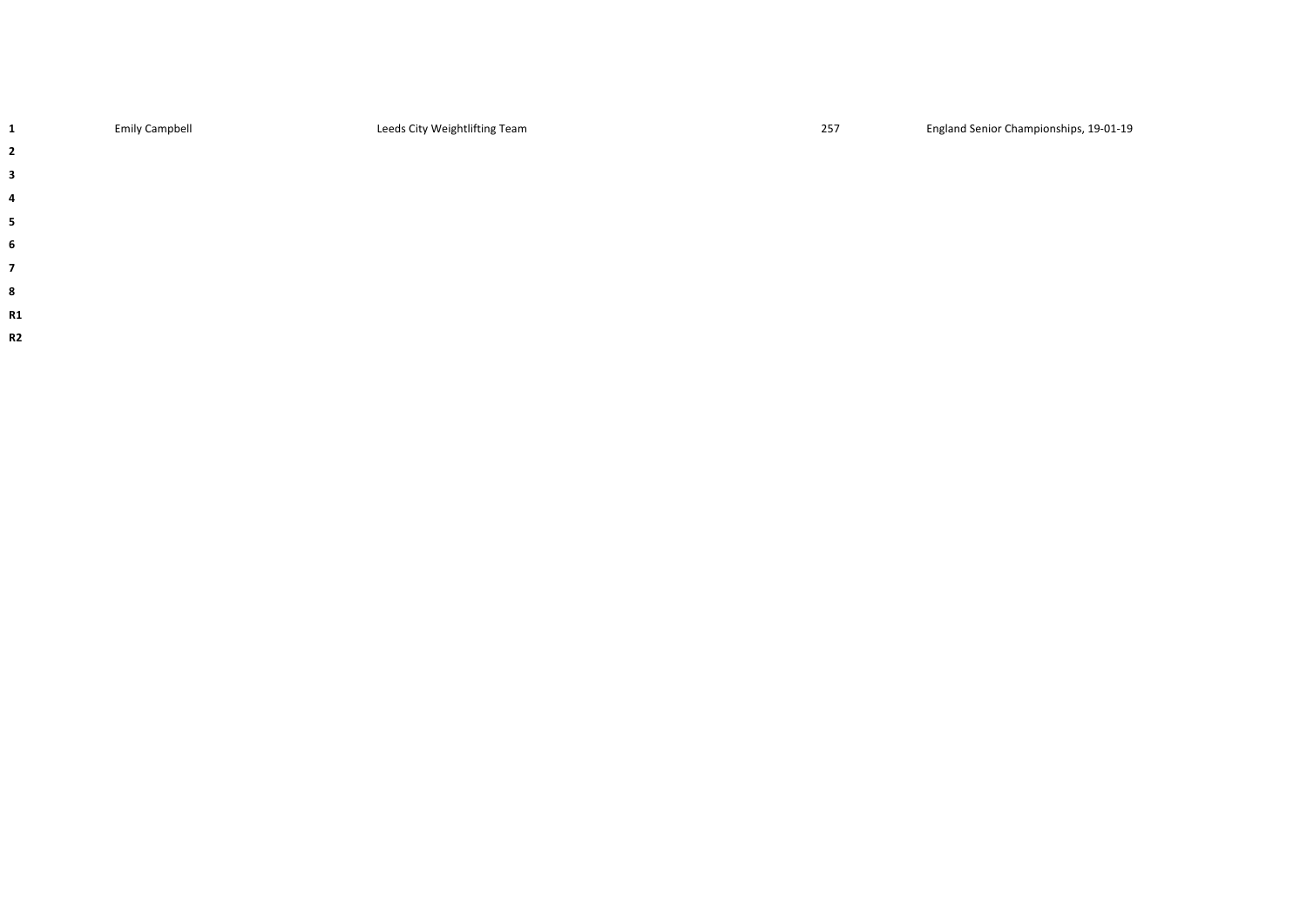| | | | | |
|---|---|---|---|---|
| **1** | Emily Campbell | Leeds City Weightlifting Team | 257 | England Senior Championships, 19-01-19 |
| **2** | | | | |
| **3** | | | | |
| **4** | | | | |
| **5** | | | | |
| **6** | | | | |
| **7** | | | | |
| **8** | | | | |
| **R1** | | | | |
| **R2** | | | | |